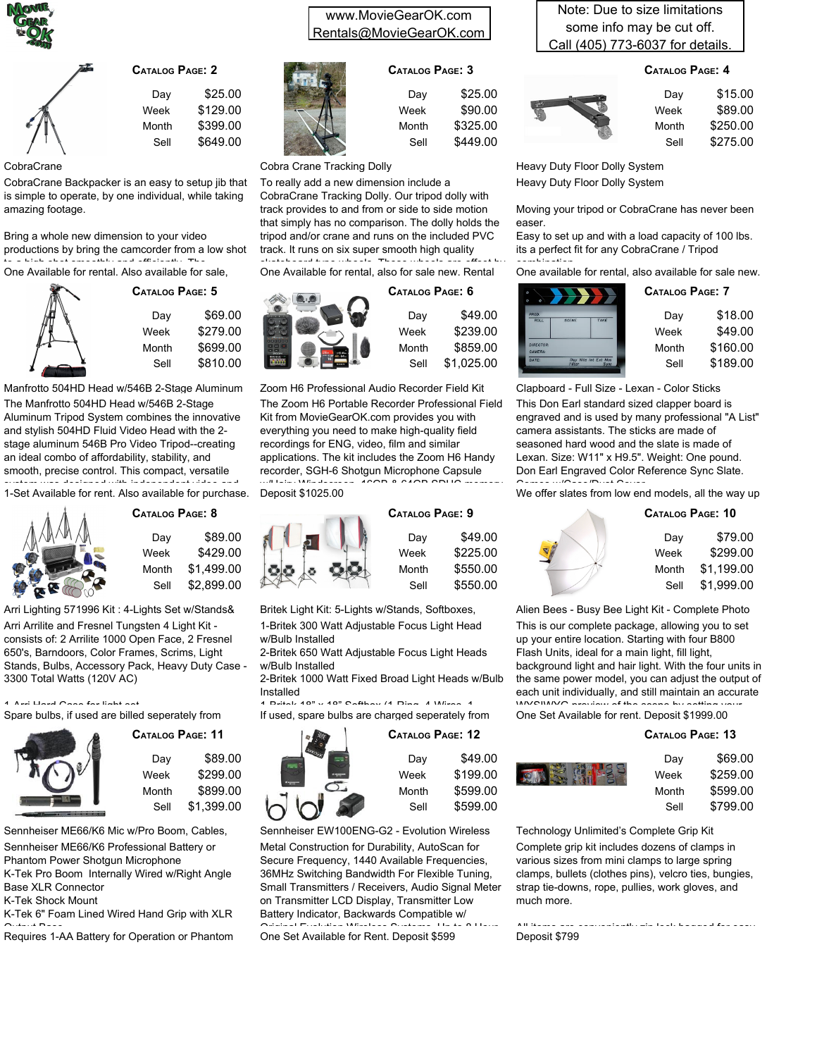www.MovieGearOK.com
Rentals@MovieGearOK.com

Note: Due to size limitations some info may be cut off. Call (405) 773-6037 for details.

### Catalog Page: 2

| | |
|---|---|
| Day | $25.00 |
| Week | $129.00 |
| Month | $399.00 |
| Sell | $649.00 |

CobraCrane

CobraCrane Backpacker is an easy to setup jib that is simple to operate, by one individual, while taking amazing footage.

Bring a whole new dimension to your video productions by bring the camcorder from a low shot

One Available for rental. Also available for sale,

### Catalog Page: 3

| | |
|---|---|
| Day | $25.00 |
| Week | $90.00 |
| Month | $325.00 |
| Sell | $449.00 |

Cobra Crane Tracking Dolly

To really add a new dimension include a CobraCrane Tracking Dolly. Our tripod dolly with track provides to and from or side to side motion that simply has no comparison. The dolly holds the tripod and/or crane and runs on the included PVC track. It runs on six super smooth high quality

One Available for rental, also for sale new. Rental

### Catalog Page: 4

| | |
|---|---|
| Day | $15.00 |
| Week | $89.00 |
| Month | $250.00 |
| Sell | $275.00 |

Heavy Duty Floor Dolly System

Heavy Duty Floor Dolly System

Moving your tripod or CobraCrane has never been easer.

Easy to set up and with a load capacity of 100 lbs. its a perfect fit for any CobraCrane / Tripod

One available for rental, also available for sale new.

### Catalog Page: 5

| | |
|---|---|
| Day | $69.00 |
| Week | $279.00 |
| Month | $699.00 |
| Sell | $810.00 |

Manfrotto 504HD Head w/546B 2-Stage Aluminum

The Manfrotto 504HD Head w/546B 2-Stage Aluminum Tripod System combines the innovative and stylish 504HD Fluid Video Head with the 2-stage aluminum 546B Pro Video Tripod--creating an ideal combo of affordability, stability, and smooth, precise control. This compact, versatile

1-Set Available for rent. Also available for purchase.

### Catalog Page: 6

| | |
|---|---|
| Day | $49.00 |
| Week | $239.00 |
| Month | $859.00 |
| Sell | $1,025.00 |

Zoom H6 Professional Audio Recorder Field Kit

The Zoom H6 Portable Recorder Professional Field Kit from MovieGearOK.com provides you with everything you need to make high-quality field recordings for ENG, video, film and similar applications. The kit includes the Zoom H6 Handy recorder, SGH-6 Shotgun Microphone Capsule

Deposit $1025.00

### Catalog Page: 7

| | |
|---|---|
| Day | $18.00 |
| Week | $49.00 |
| Month | $160.00 |
| Sell | $189.00 |

Clapboard - Full Size - Lexan - Color Sticks

This Don Earl standard sized clapper board is engraved and is used by many professional "A List" camera assistants. The sticks are made of seasoned hard wood and the slate is made of Lexan. Size: W11" x H9.5". Weight: One pound. Don Earl Engraved Color Reference Sync Slate.

We offer slates from low end models, all the way up

### Catalog Page: 8

| | |
|---|---|
| Day | $89.00 |
| Week | $429.00 |
| Month | $1,499.00 |
| Sell | $2,899.00 |

Arri Lighting 571996 Kit : 4-Lights Set w/Stands&

Arri Arrilite and Fresnel Tungsten 4 Light Kit - consists of: 2 Arrilite 1000 Open Face, 2 Fresnel 650's, Barndoors, Color Frames, Scrims, Light Stands, Bulbs, Accessory Pack, Heavy Duty Case - 3300 Total Watts (120V AC)

Spare bulbs, if used are billed seperately from

### Catalog Page: 9

| | |
|---|---|
| Day | $49.00 |
| Week | $225.00 |
| Month | $550.00 |
| Sell | $550.00 |

Britek Light Kit: 5-Lights w/Stands, Softboxes,

1-Britek 300 Watt Adjustable Focus Light Head w/Bulb Installed

2-Britek 650 Watt Adjustable Focus Light Heads w/Bulb Installed

2-Britek 1000 Watt Fixed Broad Light Heads w/Bulb Installed

If used, spare bulbs are charged seperately from

### Catalog Page: 10

| | |
|---|---|
| Day | $79.00 |
| Week | $299.00 |
| Month | $1,199.00 |
| Sell | $1,999.00 |

Alien Bees - Busy Bee Light Kit - Complete Photo

This is our complete package, allowing you to set up your entire location. Starting with four B800 Flash Units, ideal for a main light, fill light, background light and hair light. With the four units in the same power model, you can adjust the output of each unit individually, and still maintain an accurate

One Set Available for rent. Deposit $1999.00

### Catalog Page: 11

| | |
|---|---|
| Day | $89.00 |
| Week | $299.00 |
| Month | $899.00 |
| Sell | $1,399.00 |

Sennheiser ME66/K6 Mic w/Pro Boom, Cables,

Sennheiser ME66/K6 Professional Battery or Phantom Power Shotgun Microphone

K-Tek Pro Boom Internally Wired w/Right Angle Base XLR Connector

K-Tek Shock Mount

K-Tek 6" Foam Lined Wired Hand Grip with XLR

Requires 1-AA Battery for Operation or Phantom

### Catalog Page: 12

| | |
|---|---|
| Day | $49.00 |
| Week | $199.00 |
| Month | $599.00 |
| Sell | $599.00 |

Sennheiser EW100ENG-G2 - Evolution Wireless

Metal Construction for Durability, AutoScan for Secure Frequency, 1440 Available Frequencies, 36MHz Switching Bandwidth For Flexible Tuning, Small Transmitters / Receivers, Audio Signal Meter on Transmitter LCD Display, Transmitter Low Battery Indicator, Backwards Compatible w/

One Set Available for Rent. Deposit $599

### Catalog Page: 13

| | |
|---|---|
| Day | $69.00 |
| Week | $259.00 |
| Month | $599.00 |
| Sell | $799.00 |

Technology Unlimited's Complete Grip Kit

Complete grip kit includes dozens of clamps in various sizes from mini clamps to large spring clamps, bullets (clothes pins), velcro ties, bungies, strap tie-downs, rope, pullies, work gloves, and much more.

Deposit $799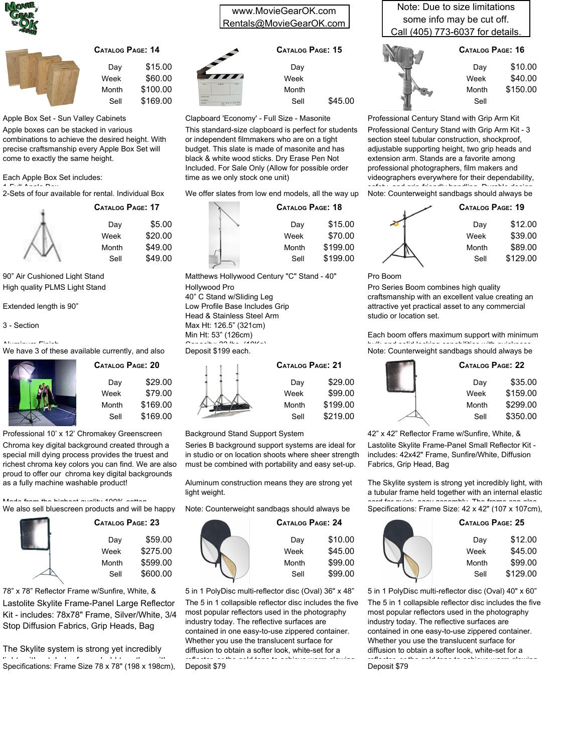www.MovieGearOK.com
Rentals@MovieGearOK.com

Note: Due to size limitations some info may be cut off. Call (405) 773-6037 for details.

## Catalog Page: 14

| | |
|---|---|
| Day | $15.00 |
| Week | $60.00 |
| Month | $100.00 |
| Sell | $169.00 |

Apple Box Set - Sun Valley Cabinets

Apple boxes can be stacked in various combinations to achieve the desired height. With precise craftsmanship every Apple Box Set will come to exactly the same height.

Each Apple Box Set includes:

2-Sets of four available for rental. Individual Box

## Catalog Page: 15

| | |
|---|---|
| Day | |
| Week | |
| Month | |
| Sell | $45.00 |

Clapboard 'Economy' - Full Size - Masonite

This standard-size clapboard is perfect for students or independent filmmakers who are on a tight budget. This slate is made of masonite and has black & white wood sticks. Dry Erase Pen Not Included. For Sale Only (Allow for possible order time as we only stock one unit)

We offer slates from low end models, all the way up

## Catalog Page: 16

| | |
|---|---|
| Day | $10.00 |
| Week | $40.00 |
| Month | $150.00 |
| Sell | |

Professional Century Stand with Grip Arm Kit

Professional Century Stand with Grip Arm Kit - 3 section steel tubular construction, shockproof, adjustable supporting height, two grip heads and extension arm. Stands are a favorite among professional photographers, film makers and videographers everywhere for their dependability,

Note: Counterweight sandbags should always be

## Catalog Page: 17

| | |
|---|---|
| Day | $5.00 |
| Week | $20.00 |
| Month | $49.00 |
| Sell | $49.00 |

90" Air Cushioned Light Stand

High quality PLMS Light Stand

Extended length is 90"

3 - Section

We have 3 of these available currently, and also

## Catalog Page: 18

| | |
|---|---|
| Day | $15.00 |
| Week | $70.00 |
| Month | $199.00 |
| Sell | $199.00 |

Matthews Hollywood Century "C" Stand - 40"

Hollywood Pro
40" C Stand w/Sliding Leg
Low Profile Base Includes Grip Head & Stainless Steel Arm
Max Ht: 126.5" (321cm)
Min Ht: 53" (126cm)

Deposit $199 each.

## Catalog Page: 19

| | |
|---|---|
| Day | $12.00 |
| Week | $39.00 |
| Month | $89.00 |
| Sell | $129.00 |

Pro Boom

Pro Series Boom combines high quality craftsmanship with an excellent value creating an attractive yet practical asset to any commercial studio or location set.

Each boom offers maximum support with minimum

Note: Counterweight sandbags should always be

## Catalog Page: 20

| | |
|---|---|
| Day | $29.00 |
| Week | $79.00 |
| Month | $169.00 |
| Sell | $169.00 |

Professional 10' x 12' Chromakey Greenscreen

Chroma key digital background created through a special mill dying process provides the truest and richest chroma key colors you can find. We are also proud to offer our chroma key digital backgrounds as a fully machine washable product!

We also sell bluescreen products and will be happy

## Catalog Page: 21

| | |
|---|---|
| Day | $29.00 |
| Week | $99.00 |
| Month | $199.00 |
| Sell | $219.00 |

Background Stand Support System

Series B background support systems are ideal for in studio or on location shoots where sheer strength must be combined with portability and easy set-up.

Aluminum construction means they are strong yet light weight.

Note: Counterweight sandbags should always be

## Catalog Page: 22

| | |
|---|---|
| Day | $35.00 |
| Week | $159.00 |
| Month | $299.00 |
| Sell | $350.00 |

42" x 42" Reflector Frame w/Sunfire, White, &

Lastolite Skylite Frame-Panel Small Reflector Kit - includes: 42x42" Frame, Sunfire/White, Diffusion Fabrics, Grip Head, Bag

The Skylite system is strong yet incredibly light, with a tubular frame held together with an internal elastic

Specifications: Frame Size: 42 x 42" (107 x 107cm),

## Catalog Page: 23

| | |
|---|---|
| Day | $59.00 |
| Week | $275.00 |
| Month | $599.00 |
| Sell | $600.00 |

78" x 78" Reflector Frame w/Sunfire, White, &

Lastolite Skylite Frame-Panel Large Reflector Kit - includes: 78x78" Frame, Silver/White, 3/4 Stop Diffusion Fabrics, Grip Heads, Bag

The Skylite system is strong yet incredibly

Specifications: Frame Size 78 x 78" (198 x 198cm),

## Catalog Page: 24

| | |
|---|---|
| Day | $10.00 |
| Week | $45.00 |
| Month | $99.00 |
| Sell | $99.00 |

5 in 1 PolyDisc multi-reflector disc (Oval) 36" x 48"

The 5 in 1 collapsible reflector disc includes the five most popular reflectors used in the photography industry today. The reflective surfaces are contained in one easy-to-use zippered container. Whether you use the translucent surface for diffusion to obtain a softer look, white-set for a

Deposit $79

## Catalog Page: 25

| | |
|---|---|
| Day | $12.00 |
| Week | $45.00 |
| Month | $99.00 |
| Sell | $129.00 |

5 in 1 PolyDisc multi-reflector disc (Oval) 40" x 60"

The 5 in 1 collapsible reflector disc includes the five most popular reflectors used in the photography industry today. The reflective surfaces are contained in one easy-to-use zippered container. Whether you use the translucent surface for diffusion to obtain a softer look, white-set for a

Deposit $79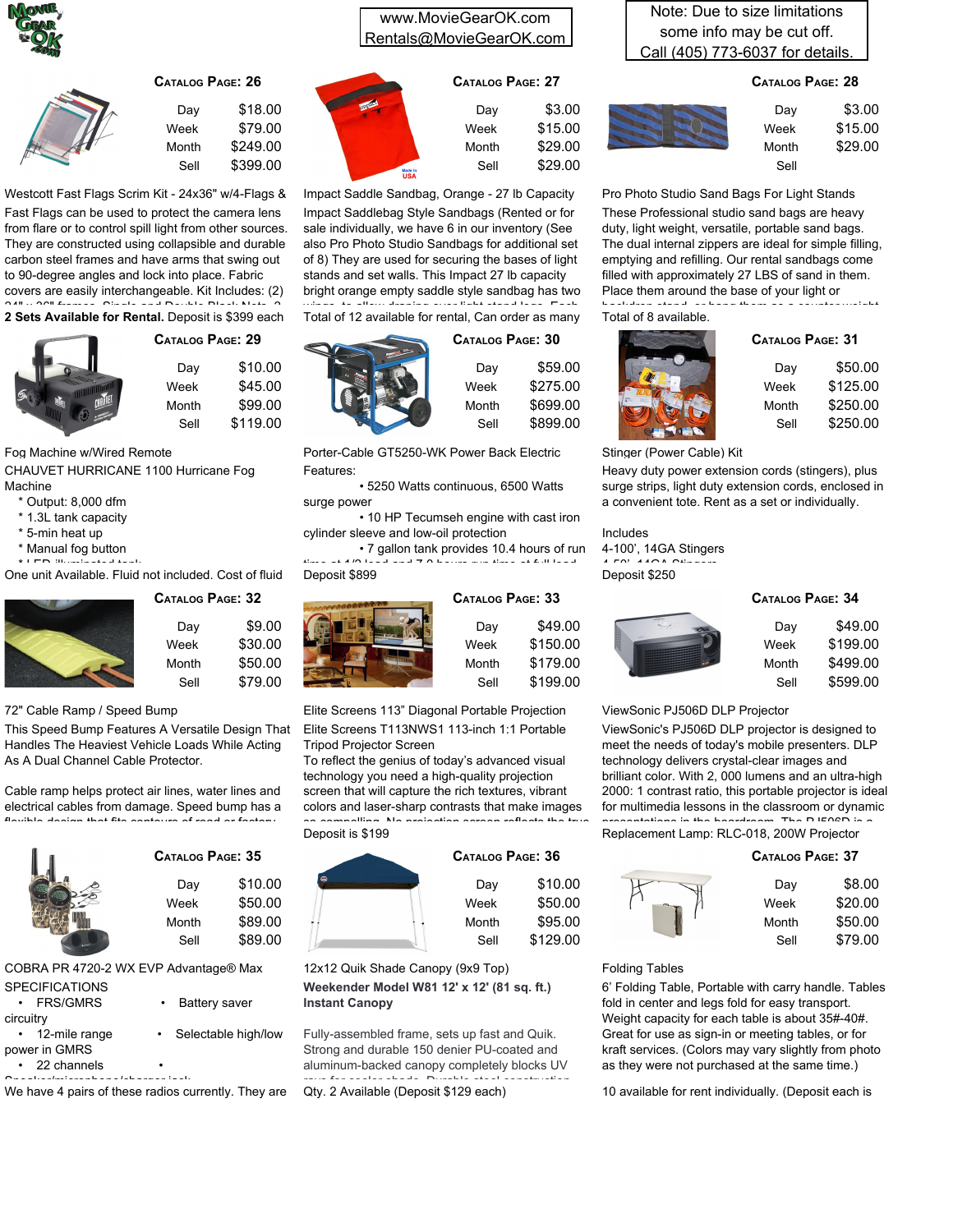www.MovieGearOK.com
Rentals@MovieGearOK.com

Note: Due to size limitations some info may be cut off. Call (405) 773-6037 for details.

## Catalog Page: 26

| | |
|---|---|
| Day | $18.00 |
| Week | $79.00 |
| Month | $249.00 |
| Sell | $399.00 |

Westcott Fast Flags Scrim Kit - 24x36" w/4-Flags &

Fast Flags can be used to protect the camera lens from flare or to control spill light from other sources. They are constructed using collapsible and durable carbon steel frames and have arms that swing out to 90-degree angles and lock into place. Fabric covers are easily interchangeable. Kit Includes: (2)

**2 Sets Available for Rental.** Deposit is $399 each

## Catalog Page: 27

| | |
|---|---|
| Day | $3.00 |
| Week | $15.00 |
| Month | $29.00 |
| Sell | $29.00 |

Impact Saddle Sandbag, Orange - 27 lb Capacity

Impact Saddlebag Style Sandbags (Rented or for sale individually, we have 6 in our inventory (See also Pro Photo Studio Sandbags for additional set of 8) They are used for securing the bases of light stands and set walls. This Impact 27 lb capacity bright orange empty saddle style sandbag has two

Total of 12 available for rental, Can order as many

## Catalog Page: 28

| | |
|---|---|
| Day | $3.00 |
| Week | $15.00 |
| Month | $29.00 |
| Sell | |

Pro Photo Studio Sand Bags For Light Stands

These Professional studio sand bags are heavy duty, light weight, versatile, portable sand bags. The dual internal zippers are ideal for simple filling, emptying and refilling. Our rental sandbags come filled with approximately 27 LBS of sand in them. Place them around the base of your light or

Total of 8 available.

## Catalog Page: 29

| | |
|---|---|
| Day | $10.00 |
| Week | $45.00 |
| Month | $99.00 |
| Sell | $119.00 |

Fog Machine w/Wired Remote

CHAUVET HURRICANE 1100 Hurricane Fog Machine

* Output: 8,000 dfm
* 1.3L tank capacity
* 5-min heat up
* Manual fog button

One unit Available. Fluid not included. Cost of fluid

## Catalog Page: 30

| | |
|---|---|
| Day | $59.00 |
| Week | $275.00 |
| Month | $699.00 |
| Sell | $899.00 |

Porter-Cable GT5250-WK Power Back Electric

Features:

- 5250 Watts continuous, 6500 Watts surge power
- 10 HP Tecumseh engine with cast iron cylinder sleeve and low-oil protection
- 7 gallon tank provides 10.4 hours of run

Deposit $899

## Catalog Page: 31

| | |
|---|---|
| Day | $50.00 |
| Week | $125.00 |
| Month | $250.00 |
| Sell | $250.00 |

Stinger (Power Cable) Kit

Heavy duty power extension cords (stingers), plus surge strips, light duty extension cords, enclosed in a convenient tote. Rent as a set or individually.

Includes

4-100', 14GA Stingers

Deposit $250

## Catalog Page: 32

| | |
|---|---|
| Day | $9.00 |
| Week | $30.00 |
| Month | $50.00 |
| Sell | $79.00 |

72" Cable Ramp / Speed Bump

This Speed Bump Features A Versatile Design That Handles The Heaviest Vehicle Loads While Acting As A Dual Channel Cable Protector.

Cable ramp helps protect air lines, water lines and electrical cables from damage. Speed bump has a

## Catalog Page: 33

| | |
|---|---|
| Day | $49.00 |
| Week | $150.00 |
| Month | $179.00 |
| Sell | $199.00 |

Elite Screens 113" Diagonal Portable Projection

Elite Screens T113NWS1 113-inch 1:1 Portable Tripod Projector Screen

To reflect the genius of today's advanced visual technology you need a high-quality projection screen that will capture the rich textures, vibrant colors and laser-sharp contrasts that make images

Deposit is $199

## Catalog Page: 34

| | |
|---|---|
| Day | $49.00 |
| Week | $199.00 |
| Month | $499.00 |
| Sell | $599.00 |

ViewSonic PJ506D DLP Projector

ViewSonic's PJ506D DLP projector is designed to meet the needs of today's mobile presenters. DLP technology delivers crystal-clear images and brilliant color. With 2, 000 lumens and an ultra-high 2000: 1 contrast ratio, this portable projector is ideal for multimedia lessons in the classroom or dynamic

Replacement Lamp: RLC-018, 200W Projector

## Catalog Page: 35

| | |
|---|---|
| Day | $10.00 |
| Week | $50.00 |
| Month | $89.00 |
| Sell | $89.00 |

COBRA PR 4720-2 WX EVP Advantage® Max

SPECIFICATIONS

- FRS/GMRS circuitry
- Battery saver
- 12-mile range
- Selectable high/low power in GMRS
- 22 channels

We have 4 pairs of these radios currently. They are

## Catalog Page: 36

| | |
|---|---|
| Day | $10.00 |
| Week | $50.00 |
| Month | $95.00 |
| Sell | $129.00 |

12x12 Quik Shade Canopy (9x9 Top)

**Weekender Model W81 12' x 12' (81 sq. ft.) Instant Canopy**

Fully-assembled frame, sets up fast and Quik. Strong and durable 150 denier PU-coated and aluminum-backed canopy completely blocks UV

Qty. 2 Available (Deposit $129 each)

## Catalog Page: 37

| | |
|---|---|
| Day | $8.00 |
| Week | $20.00 |
| Month | $50.00 |
| Sell | $79.00 |

Folding Tables

6' Folding Table, Portable with carry handle. Tables fold in center and legs fold for easy transport. Weight capacity for each table is about 35#-40#. Great for use as sign-in or meeting tables, or for kraft services. (Colors may vary slightly from photo as they were not purchased at the same time.)

10 available for rent individually. (Deposit each is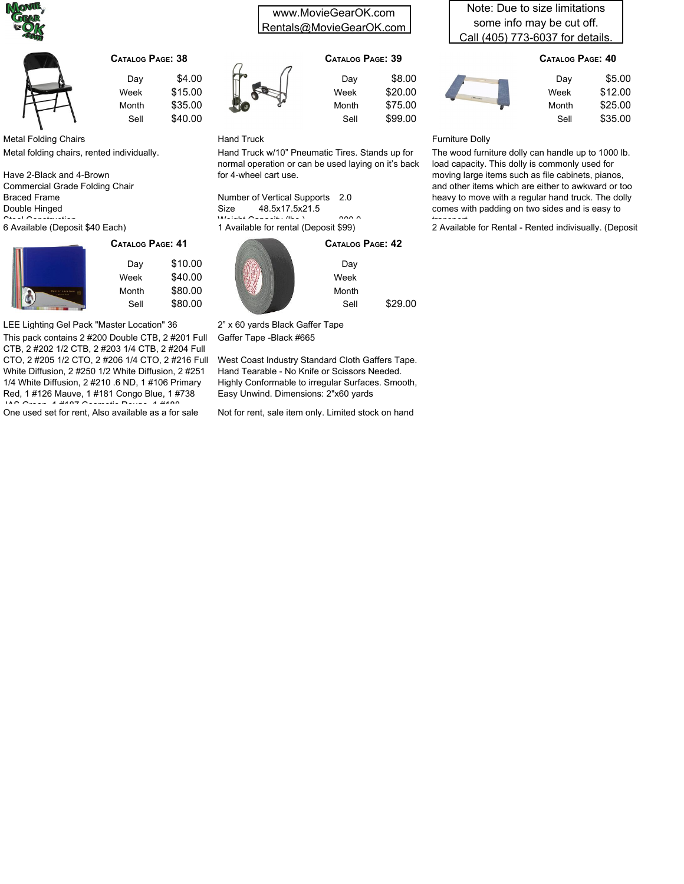www.MovieGearOK.com
Rentals@MovieGearOK.com

Note: Due to size limitations some info may be cut off. Call (405) 773-6037 for details.

### Catalog Page: 38

| | |
|---|---|
| Day | $4.00 |
| Week | $15.00 |
| Month | $35.00 |
| Sell | $40.00 |

Metal Folding Chairs

Metal folding chairs, rented individually.

Have 2-Black and 4-Brown
Commercial Grade Folding Chair
Braced Frame
Double Hinged

6 Available (Deposit $40 Each)

### Catalog Page: 39

| | |
|---|---|
| Day | $8.00 |
| Week | $20.00 |
| Month | $75.00 |
| Sell | $99.00 |

Hand Truck

Hand Truck w/10" Pneumatic Tires. Stands up for normal operation or can be used laying on it's back for 4-wheel cart use.

Number of Vertical Supports 2.0
Size 48.5x17.5x21.5

1 Available for rental (Deposit $99)

### Catalog Page: 40

| | |
|---|---|
| Day | $5.00 |
| Week | $12.00 |
| Month | $25.00 |
| Sell | $35.00 |

Furniture Dolly

The wood furniture dolly can handle up to 1000 lb. load capacity. This dolly is commonly used for moving large items such as file cabinets, pianos, and other items which are either to awkward or too heavy to move with a regular hand truck. The dolly comes with padding on two sides and is easy to

2 Available for Rental - Rented indisivually. (Deposit

### Catalog Page: 41

| | |
|---|---|
| Day | $10.00 |
| Week | $40.00 |
| Month | $80.00 |
| Sell | $80.00 |

LEE Lighting Gel Pack "Master Location" 36

This pack contains 2 #200 Double CTB, 2 #201 Full CTB, 2 #202 1/2 CTB, 2 #203 1/4 CTB, 2 #204 Full CTO, 2 #205 1/2 CTO, 2 #206 1/4 CTO, 2 #216 Full White Diffusion, 2 #250 1/2 White Diffusion, 2 #251 1/4 White Diffusion, 2 #210 .6 ND, 1 #106 Primary Red, 1 #126 Mauve, 1 #181 Congo Blue, 1 #738

One used set for rent, Also available as a for sale

### Catalog Page: 42

| | |
|---|---|
| Day | |
| Week | |
| Month | |
| Sell | $29.00 |

2" x 60 yards Black Gaffer Tape

Gaffer Tape -Black #665

West Coast Industry Standard Cloth Gaffers Tape. Hand Tearable - No Knife or Scissors Needed. Highly Conformable to irregular Surfaces. Smooth, Easy Unwind. Dimensions: 2"x60 yards

Not for rent, sale item only. Limited stock on hand